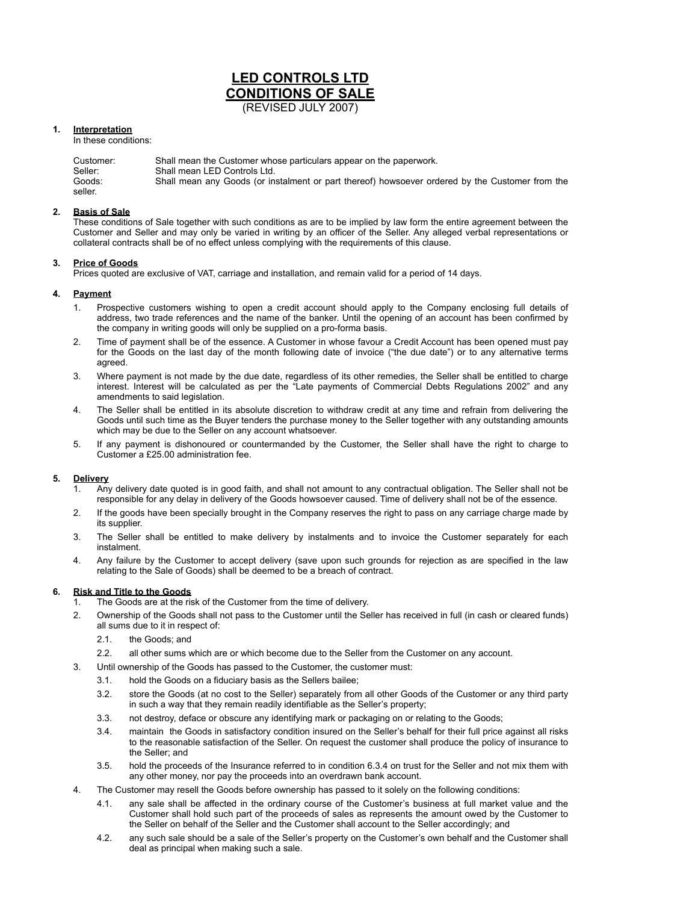# LED CONTROLS LTD
# CONDITIONS OF SALE

(REVISED JULY 2007)

## 1. Interpretation

In these conditions:

Customer: Shall mean the Customer whose particulars appear on the paperwork.
Seller: Shall mean LED Controls Ltd.
Goods: Shall mean any Goods (or instalment or part thereof) howsoever ordered by the Customer from the seller.

## 2. Basis of Sale

These conditions of Sale together with such conditions as are to be implied by law form the entire agreement between the Customer and Seller and may only be varied in writing by an officer of the Seller. Any alleged verbal representations or collateral contracts shall be of no effect unless complying with the requirements of this clause.

## 3. Price of Goods

Prices quoted are exclusive of VAT, carriage and installation, and remain valid for a period of 14 days.

## 4. Payment

1. Prospective customers wishing to open a credit account should apply to the Company enclosing full details of address, two trade references and the name of the banker. Until the opening of an account has been confirmed by the company in writing goods will only be supplied on a pro-forma basis.
2. Time of payment shall be of the essence. A Customer in whose favour a Credit Account has been opened must pay for the Goods on the last day of the month following date of invoice ("the due date") or to any alternative terms agreed.
3. Where payment is not made by the due date, regardless of its other remedies, the Seller shall be entitled to charge interest. Interest will be calculated as per the "Late payments of Commercial Debts Regulations 2002" and any amendments to said legislation.
4. The Seller shall be entitled in its absolute discretion to withdraw credit at any time and refrain from delivering the Goods until such time as the Buyer tenders the purchase money to the Seller together with any outstanding amounts which may be due to the Seller on any account whatsoever.
5. If any payment is dishonoured or countermanded by the Customer, the Seller shall have the right to charge to Customer a £25.00 administration fee.

## 5. Delivery

1. Any delivery date quoted is in good faith, and shall not amount to any contractual obligation. The Seller shall not be responsible for any delay in delivery of the Goods howsoever caused. Time of delivery shall not be of the essence.
2. If the goods have been specially brought in the Company reserves the right to pass on any carriage charge made by its supplier.
3. The Seller shall be entitled to make delivery by instalments and to invoice the Customer separately for each instalment.
4. Any failure by the Customer to accept delivery (save upon such grounds for rejection as are specified in the law relating to the Sale of Goods) shall be deemed to be a breach of contract.

## 6. Risk and Title to the Goods

1. The Goods are at the risk of the Customer from the time of delivery.
2. Ownership of the Goods shall not pass to the Customer until the Seller has received in full (in cash or cleared funds) all sums due to it in respect of:
   - 2.1. the Goods; and
   - 2.2. all other sums which are or which become due to the Seller from the Customer on any account.
3. Until ownership of the Goods has passed to the Customer, the customer must:
   - 3.1. hold the Goods on a fiduciary basis as the Sellers bailee;
   - 3.2. store the Goods (at no cost to the Seller) separately from all other Goods of the Customer or any third party in such a way that they remain readily identifiable as the Seller's property;
   - 3.3. not destroy, deface or obscure any identifying mark or packaging on or relating to the Goods;
   - 3.4. maintain the Goods in satisfactory condition insured on the Seller's behalf for their full price against all risks to the reasonable satisfaction of the Seller. On request the customer shall produce the policy of insurance to the Seller; and
   - 3.5. hold the proceeds of the Insurance referred to in condition 6.3.4 on trust for the Seller and not mix them with any other money, nor pay the proceeds into an overdrawn bank account.
4. The Customer may resell the Goods before ownership has passed to it solely on the following conditions:
   - 4.1. any sale shall be affected in the ordinary course of the Customer's business at full market value and the Customer shall hold such part of the proceeds of sales as represents the amount owed by the Customer to the Seller on behalf of the Seller and the Customer shall account to the Seller accordingly; and
   - 4.2. any such sale should be a sale of the Seller's property on the Customer's own behalf and the Customer shall deal as principal when making such a sale.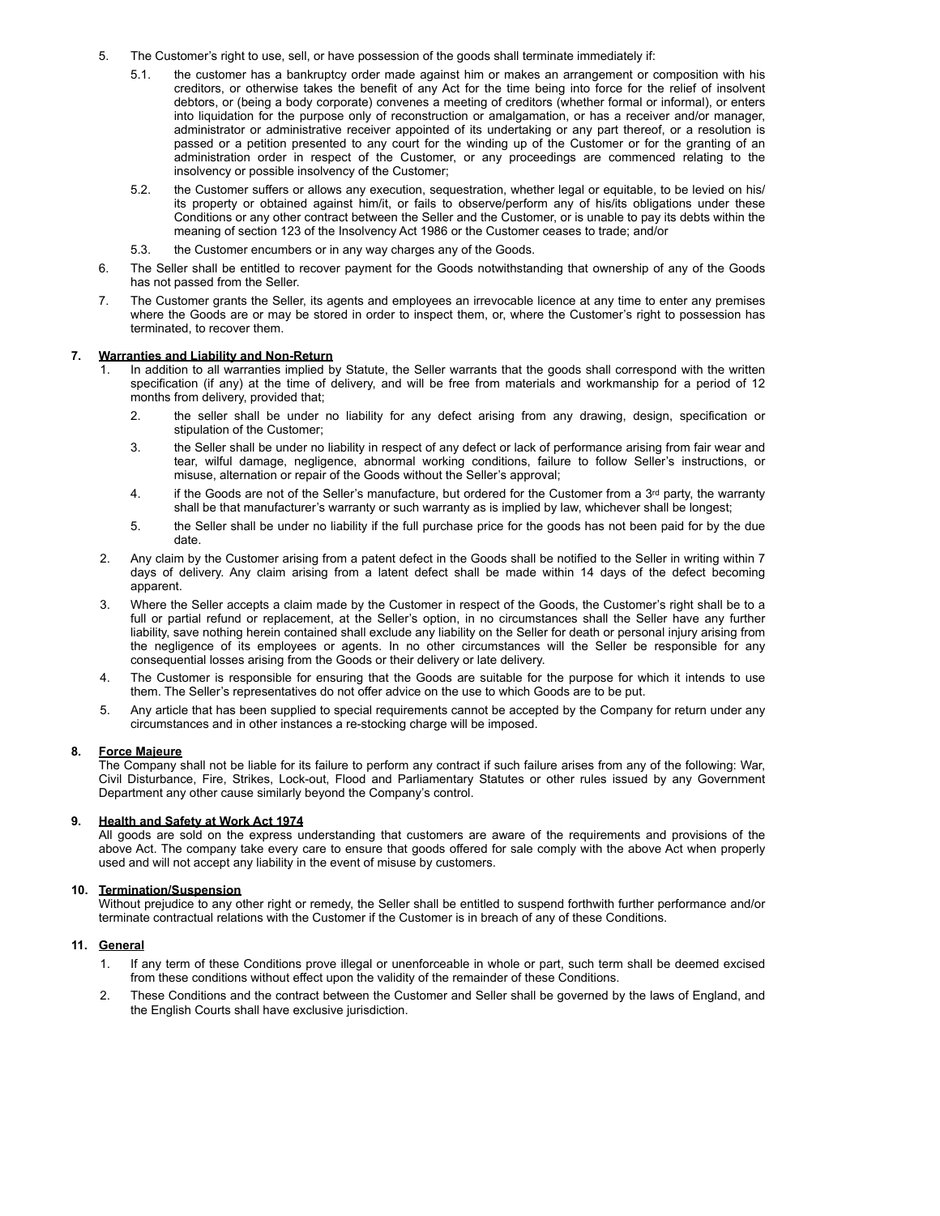5. The Customer's right to use, sell, or have possession of the goods shall terminate immediately if:

   5.1. the customer has a bankruptcy order made against him or makes an arrangement or composition with his creditors, or otherwise takes the benefit of any Act for the time being into force for the relief of insolvent debtors, or (being a body corporate) convenes a meeting of creditors (whether formal or informal), or enters into liquidation for the purpose only of reconstruction or amalgamation, or has a receiver and/or manager, administrator or administrative receiver appointed of its undertaking or any part thereof, or a resolution is passed or a petition presented to any court for the winding up of the Customer or for the granting of an administration order in respect of the Customer, or any proceedings are commenced relating to the insolvency or possible insolvency of the Customer;

   5.2. the Customer suffers or allows any execution, sequestration, whether legal or equitable, to be levied on his/its property or obtained against him/it, or fails to observe/perform any of his/its obligations under these Conditions or any other contract between the Seller and the Customer, or is unable to pay its debts within the meaning of section 123 of the Insolvency Act 1986 or the Customer ceases to trade; and/or

   5.3. the Customer encumbers or in any way charges any of the Goods.

6. The Seller shall be entitled to recover payment for the Goods notwithstanding that ownership of any of the Goods has not passed from the Seller.

7. The Customer grants the Seller, its agents and employees an irrevocable licence at any time to enter any premises where the Goods are or may be stored in order to inspect them, or, where the Customer's right to possession has terminated, to recover them.

**7. Warranties and Liability and Non-Return**

1. In addition to all warranties implied by Statute, the Seller warrants that the goods shall correspond with the written specification (if any) at the time of delivery, and will be free from materials and workmanship for a period of 12 months from delivery, provided that;

   2. the seller shall be under no liability for any defect arising from any drawing, design, specification or stipulation of the Customer;

   3. the Seller shall be under no liability in respect of any defect or lack of performance arising from fair wear and tear, wilful damage, negligence, abnormal working conditions, failure to follow Seller's instructions, or misuse, alternation or repair of the Goods without the Seller's approval;

   4. if the Goods are not of the Seller's manufacture, but ordered for the Customer from a 3rd party, the warranty shall be that manufacturer's warranty or such warranty as is implied by law, whichever shall be longest;

   5. the Seller shall be under no liability if the full purchase price for the goods has not been paid for by the due date.

2. Any claim by the Customer arising from a patent defect in the Goods shall be notified to the Seller in writing within 7 days of delivery. Any claim arising from a latent defect shall be made within 14 days of the defect becoming apparent.

3. Where the Seller accepts a claim made by the Customer in respect of the Goods, the Customer's right shall be to a full or partial refund or replacement, at the Seller's option, in no circumstances shall the Seller have any further liability, save nothing herein contained shall exclude any liability on the Seller for death or personal injury arising from the negligence of its employees or agents. In no other circumstances will the Seller be responsible for any consequential losses arising from the Goods or their delivery or late delivery.

4. The Customer is responsible for ensuring that the Goods are suitable for the purpose for which it intends to use them. The Seller's representatives do not offer advice on the use to which Goods are to be put.

5. Any article that has been supplied to special requirements cannot be accepted by the Company for return under any circumstances and in other instances a re-stocking charge will be imposed.

**8. Force Majeure**

The Company shall not be liable for its failure to perform any contract if such failure arises from any of the following: War, Civil Disturbance, Fire, Strikes, Lock-out, Flood and Parliamentary Statutes or other rules issued by any Government Department any other cause similarly beyond the Company's control.

**9. Health and Safety at Work Act 1974**

All goods are sold on the express understanding that customers are aware of the requirements and provisions of the above Act. The company take every care to ensure that goods offered for sale comply with the above Act when properly used and will not accept any liability in the event of misuse by customers.

**10. Termination/Suspension**

Without prejudice to any other right or remedy, the Seller shall be entitled to suspend forthwith further performance and/or terminate contractual relations with the Customer if the Customer is in breach of any of these Conditions.

**11. General**

1. If any term of these Conditions prove illegal or unenforceable in whole or part, such term shall be deemed excised from these conditions without effect upon the validity of the remainder of these Conditions.

2. These Conditions and the contract between the Customer and Seller shall be governed by the laws of England, and the English Courts shall have exclusive jurisdiction.